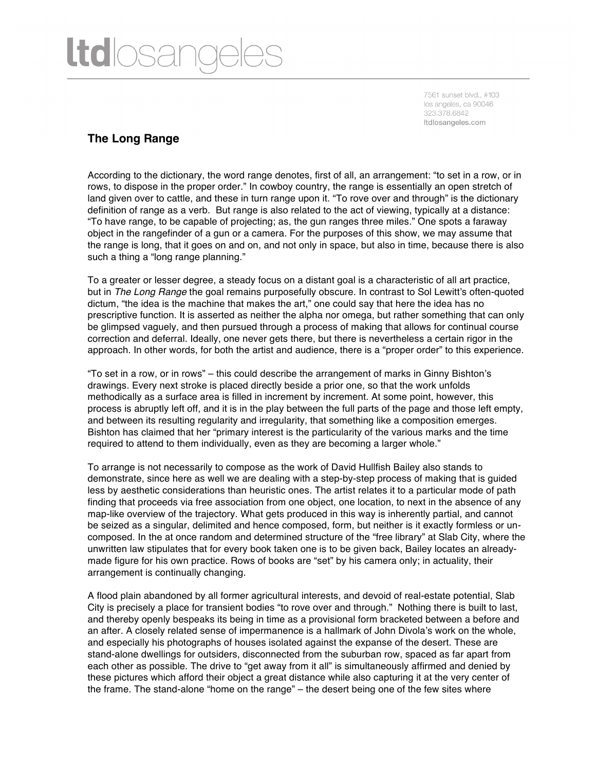# ltdlosangeles

7561 sunset blvd., #103
los angeles, ca 90046
323.378.6842
ltdlosangeles.com

## The Long Range

According to the dictionary, the word range denotes, first of all, an arrangement: "to set in a row, or in rows, to dispose in the proper order." In cowboy country, the range is essentially an open stretch of land given over to cattle, and these in turn range upon it. "To rove over and through" is the dictionary definition of range as a verb. But range is also related to the act of viewing, typically at a distance: "To have range, to be capable of projecting; as, the gun ranges three miles." One spots a faraway object in the rangefinder of a gun or a camera. For the purposes of this show, we may assume that the range is long, that it goes on and on, and not only in space, but also in time, because there is also such a thing a "long range planning."

To a greater or lesser degree, a steady focus on a distant goal is a characteristic of all art practice, but in *The Long Range* the goal remains purposefully obscure. In contrast to Sol Lewitt's often-quoted dictum, "the idea is the machine that makes the art," one could say that here the idea has no prescriptive function. It is asserted as neither the alpha nor omega, but rather something that can only be glimpsed vaguely, and then pursued through a process of making that allows for continual course correction and deferral. Ideally, one never gets there, but there is nevertheless a certain rigor in the approach. In other words, for both the artist and audience, there is a "proper order" to this experience.

"To set in a row, or in rows" – this could describe the arrangement of marks in Ginny Bishton's drawings. Every next stroke is placed directly beside a prior one, so that the work unfolds methodically as a surface area is filled in increment by increment. At some point, however, this process is abruptly left off, and it is in the play between the full parts of the page and those left empty, and between its resulting regularity and irregularity, that something like a composition emerges. Bishton has claimed that her "primary interest is the particularity of the various marks and the time required to attend to them individually, even as they are becoming a larger whole."

To arrange is not necessarily to compose as the work of David Hullfish Bailey also stands to demonstrate, since here as well we are dealing with a step-by-step process of making that is guided less by aesthetic considerations than heuristic ones. The artist relates it to a particular mode of path finding that proceeds via free association from one object, one location, to next in the absence of any map-like overview of the trajectory. What gets produced in this way is inherently partial, and cannot be seized as a singular, delimited and hence composed, form, but neither is it exactly formless or un-composed. In the at once random and determined structure of the "free library" at Slab City, where the unwritten law stipulates that for every book taken one is to be given back, Bailey locates an already-made figure for his own practice. Rows of books are "set" by his camera only; in actuality, their arrangement is continually changing.

A flood plain abandoned by all former agricultural interests, and devoid of real-estate potential, Slab City is precisely a place for transient bodies "to rove over and through." Nothing there is built to last, and thereby openly bespeaks its being in time as a provisional form bracketed between a before and an after. A closely related sense of impermanence is a hallmark of John Divola's work on the whole, and especially his photographs of houses isolated against the expanse of the desert. These are stand-alone dwellings for outsiders, disconnected from the suburban row, spaced as far apart from each other as possible. The drive to "get away from it all" is simultaneously affirmed and denied by these pictures which afford their object a great distance while also capturing it at the very center of the frame. The stand-alone "home on the range" – the desert being one of the few sites where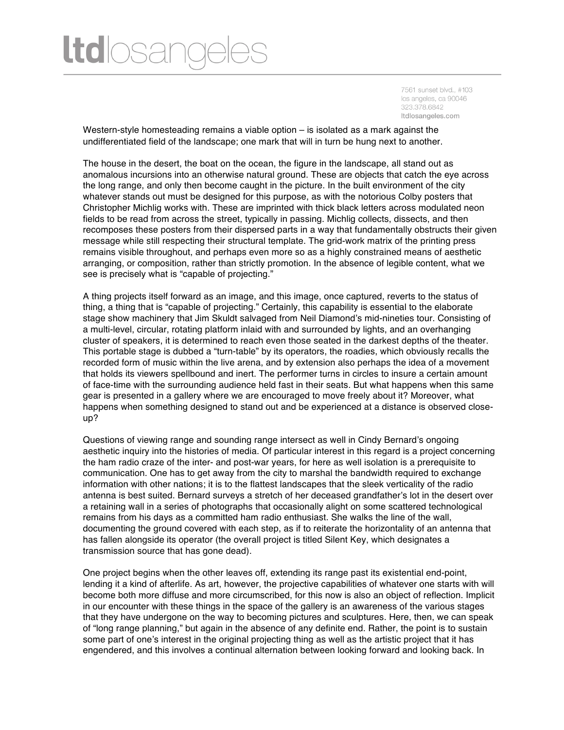Western-style homesteading remains a viable option – is isolated as a mark against the undifferentiated field of the landscape; one mark that will in turn be hung next to another.

The house in the desert, the boat on the ocean, the figure in the landscape, all stand out as anomalous incursions into an otherwise natural ground. These are objects that catch the eye across the long range, and only then become caught in the picture. In the built environment of the city whatever stands out must be designed for this purpose, as with the notorious Colby posters that Christopher Michlig works with. These are imprinted with thick black letters across modulated neon fields to be read from across the street, typically in passing. Michlig collects, dissects, and then recomposes these posters from their dispersed parts in a way that fundamentally obstructs their given message while still respecting their structural template. The grid-work matrix of the printing press remains visible throughout, and perhaps even more so as a highly constrained means of aesthetic arranging, or composition, rather than strictly promotion. In the absence of legible content, what we see is precisely what is "capable of projecting."

A thing projects itself forward as an image, and this image, once captured, reverts to the status of thing, a thing that is "capable of projecting." Certainly, this capability is essential to the elaborate stage show machinery that Jim Skuldt salvaged from Neil Diamond's mid-nineties tour. Consisting of a multi-level, circular, rotating platform inlaid with and surrounded by lights, and an overhanging cluster of speakers, it is determined to reach even those seated in the darkest depths of the theater. This portable stage is dubbed a "turn-table" by its operators, the roadies, which obviously recalls the recorded form of music within the live arena, and by extension also perhaps the idea of a movement that holds its viewers spellbound and inert. The performer turns in circles to insure a certain amount of face-time with the surrounding audience held fast in their seats. But what happens when this same gear is presented in a gallery where we are encouraged to move freely about it? Moreover, what happens when something designed to stand out and be experienced at a distance is observed close-up?

Questions of viewing range and sounding range intersect as well in Cindy Bernard's ongoing aesthetic inquiry into the histories of media. Of particular interest in this regard is a project concerning the ham radio craze of the inter- and post-war years, for here as well isolation is a prerequisite to communication. One has to get away from the city to marshal the bandwidth required to exchange information with other nations; it is to the flattest landscapes that the sleek verticality of the radio antenna is best suited. Bernard surveys a stretch of her deceased grandfather's lot in the desert over a retaining wall in a series of photographs that occasionally alight on some scattered technological remains from his days as a committed ham radio enthusiast. She walks the line of the wall, documenting the ground covered with each step, as if to reiterate the horizontality of an antenna that has fallen alongside its operator (the overall project is titled Silent Key, which designates a transmission source that has gone dead).

One project begins when the other leaves off, extending its range past its existential end-point, lending it a kind of afterlife. As art, however, the projective capabilities of whatever one starts with will become both more diffuse and more circumscribed, for this now is also an object of reflection. Implicit in our encounter with these things in the space of the gallery is an awareness of the various stages that they have undergone on the way to becoming pictures and sculptures. Here, then, we can speak of "long range planning," but again in the absence of any definite end. Rather, the point is to sustain some part of one's interest in the original projecting thing as well as the artistic project that it has engendered, and this involves a continual alternation between looking forward and looking back. In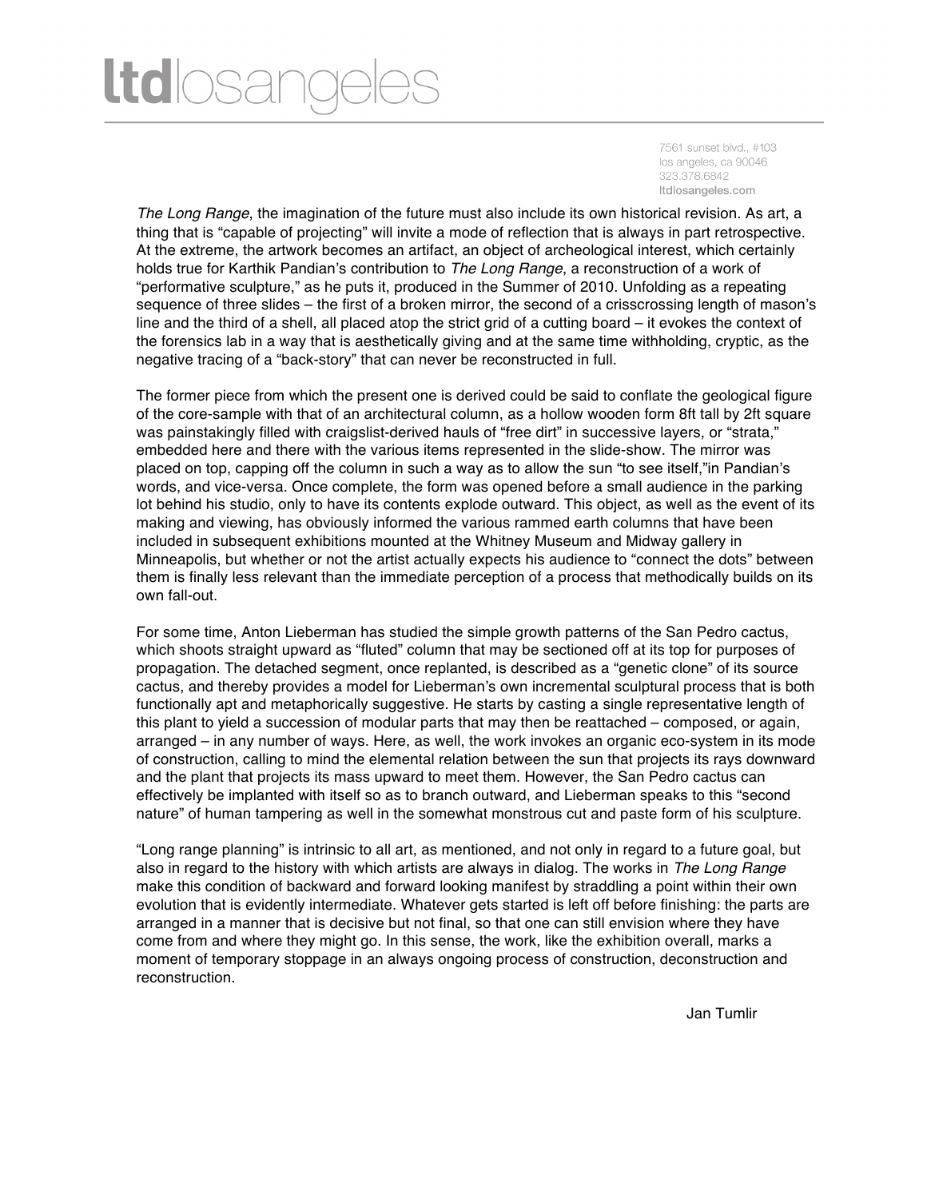*The Long Range*, the imagination of the future must also include its own historical revision. As art, a thing that is "capable of projecting" will invite a mode of reflection that is always in part retrospective. At the extreme, the artwork becomes an artifact, an object of archeological interest, which certainly holds true for Karthik Pandian's contribution to *The Long Range*, a reconstruction of a work of "performative sculpture," as he puts it, produced in the Summer of 2010. Unfolding as a repeating sequence of three slides – the first of a broken mirror, the second of a crisscrossing length of mason's line and the third of a shell, all placed atop the strict grid of a cutting board – it evokes the context of the forensics lab in a way that is aesthetically giving and at the same time withholding, cryptic, as the negative tracing of a "back-story" that can never be reconstructed in full.

The former piece from which the present one is derived could be said to conflate the geological figure of the core-sample with that of an architectural column, as a hollow wooden form 8ft tall by 2ft square was painstakingly filled with craigslist-derived hauls of "free dirt" in successive layers, or "strata," embedded here and there with the various items represented in the slide-show. The mirror was placed on top, capping off the column in such a way as to allow the sun "to see itself,"in Pandian's words, and vice-versa. Once complete, the form was opened before a small audience in the parking lot behind his studio, only to have its contents explode outward. This object, as well as the event of its making and viewing, has obviously informed the various rammed earth columns that have been included in subsequent exhibitions mounted at the Whitney Museum and Midway gallery in Minneapolis, but whether or not the artist actually expects his audience to "connect the dots" between them is finally less relevant than the immediate perception of a process that methodically builds on its own fall-out.

For some time, Anton Lieberman has studied the simple growth patterns of the San Pedro cactus, which shoots straight upward as "fluted" column that may be sectioned off at its top for purposes of propagation. The detached segment, once replanted, is described as a "genetic clone" of its source cactus, and thereby provides a model for Lieberman's own incremental sculptural process that is both functionally apt and metaphorically suggestive. He starts by casting a single representative length of this plant to yield a succession of modular parts that may then be reattached – composed, or again, arranged – in any number of ways. Here, as well, the work invokes an organic eco-system in its mode of construction, calling to mind the elemental relation between the sun that projects its rays downward and the plant that projects its mass upward to meet them. However, the San Pedro cactus can effectively be implanted with itself so as to branch outward, and Lieberman speaks to this "second nature" of human tampering as well in the somewhat monstrous cut and paste form of his sculpture.

"Long range planning" is intrinsic to all art, as mentioned, and not only in regard to a future goal, but also in regard to the history with which artists are always in dialog. The works in *The Long Range* make this condition of backward and forward looking manifest by straddling a point within their own evolution that is evidently intermediate. Whatever gets started is left off before finishing: the parts are arranged in a manner that is decisive but not final, so that one can still envision where they have come from and where they might go. In this sense, the work, like the exhibition overall, marks a moment of temporary stoppage in an always ongoing process of construction, deconstruction and reconstruction.

Jan Tumlir